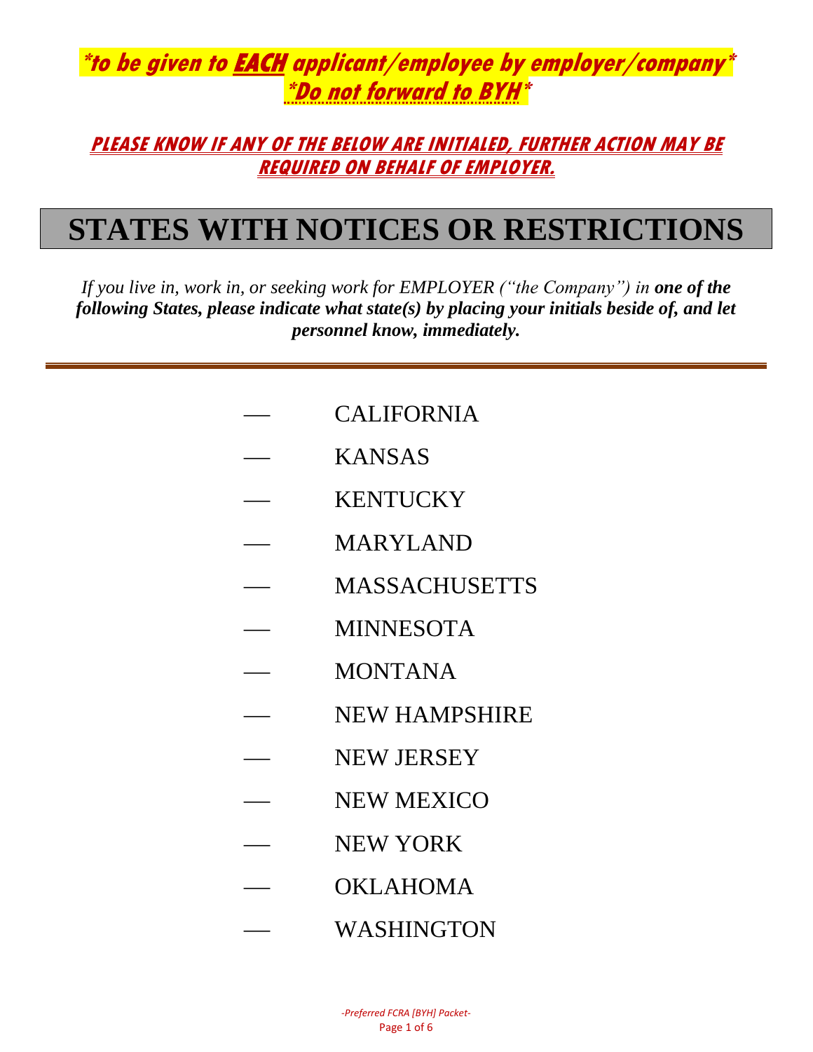***to be given to EACH applicant/employee by employer/company***
***Do not forward to BYH***

**PLEASE KNOW IF ANY OF THE BELOW ARE INITIALED, FURTHER ACTION MAY BE REQUIRED ON BEHALF OF EMPLOYER.**

# STATES WITH NOTICES OR RESTRICTIONS

*If you live in, work in, or seeking work for EMPLOYER ("the Company") in **one of the following States, please indicate what state(s) by placing your initials beside of, and let personnel know, immediately.***

---

\_\_\_\_ CALIFORNIA

\_\_\_\_ KANSAS

\_\_\_\_ KENTUCKY

\_\_\_\_ MARYLAND

\_\_\_\_ MASSACHUSETTS

\_\_\_\_ MINNESOTA

\_\_\_\_ MONTANA

\_\_\_\_ NEW HAMPSHIRE

\_\_\_\_ NEW JERSEY

\_\_\_\_ NEW MEXICO

\_\_\_\_ NEW YORK

\_\_\_\_ OKLAHOMA

\_\_\_\_ WASHINGTON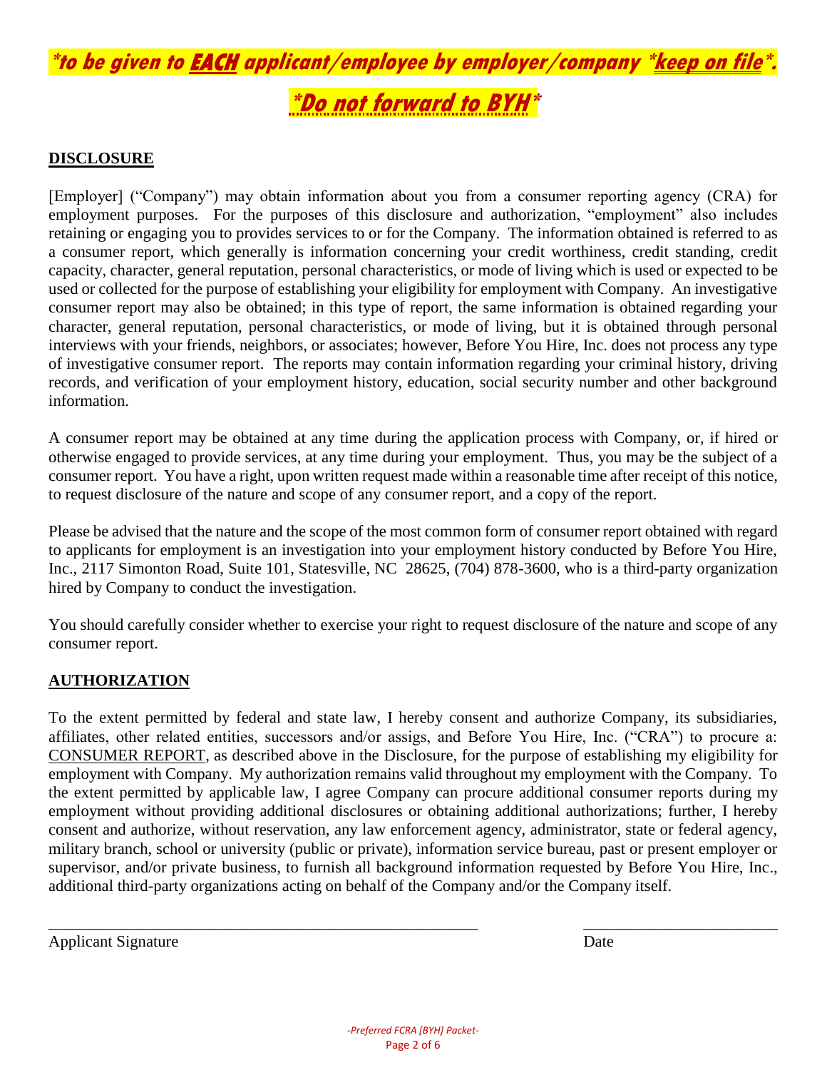***to be given to <u>EACH</u> applicant/employee by employer/company *<u>keep on file</u>*.**

***<u>Do not forward to BYH</u>***

## <u>DISCLOSURE</u>

[Employer] ("Company") may obtain information about you from a consumer reporting agency (CRA) for employment purposes. For the purposes of this disclosure and authorization, "employment" also includes retaining or engaging you to provides services to or for the Company. The information obtained is referred to as a consumer report, which generally is information concerning your credit worthiness, credit standing, credit capacity, character, general reputation, personal characteristics, or mode of living which is used or expected to be used or collected for the purpose of establishing your eligibility for employment with Company. An investigative consumer report may also be obtained; in this type of report, the same information is obtained regarding your character, general reputation, personal characteristics, or mode of living, but it is obtained through personal interviews with your friends, neighbors, or associates; however, Before You Hire, Inc. does not process any type of investigative consumer report. The reports may contain information regarding your criminal history, driving records, and verification of your employment history, education, social security number and other background information.

A consumer report may be obtained at any time during the application process with Company, or, if hired or otherwise engaged to provide services, at any time during your employment. Thus, you may be the subject of a consumer report. You have a right, upon written request made within a reasonable time after receipt of this notice, to request disclosure of the nature and scope of any consumer report, and a copy of the report.

Please be advised that the nature and the scope of the most common form of consumer report obtained with regard to applicants for employment is an investigation into your employment history conducted by Before You Hire, Inc., 2117 Simonton Road, Suite 101, Statesville, NC 28625, (704) 878-3600, who is a third-party organization hired by Company to conduct the investigation.

You should carefully consider whether to exercise your right to request disclosure of the nature and scope of any consumer report.

## <u>AUTHORIZATION</u>

To the extent permitted by federal and state law, I hereby consent and authorize Company, its subsidiaries, affiliates, other related entities, successors and/or assigs, and Before You Hire, Inc. ("CRA") to procure a: <u>CONSUMER REPORT</u>, as described above in the Disclosure, for the purpose of establishing my eligibility for employment with Company. My authorization remains valid throughout my employment with the Company. To the extent permitted by applicable law, I agree Company can procure additional consumer reports during my employment without providing additional disclosures or obtaining additional authorizations; further, I hereby consent and authorize, without reservation, any law enforcement agency, administrator, state or federal agency, military branch, school or university (public or private), information service bureau, past or present employer or supervisor, and/or private business, to furnish all background information requested by Before You Hire, Inc., additional third-party organizations acting on behalf of the Company and/or the Company itself.

_______________________________________________ &nbsp;&nbsp;&nbsp;&nbsp;&nbsp;&nbsp;&nbsp;&nbsp; _____________________

Applicant Signature &nbsp;&nbsp;&nbsp;&nbsp;&nbsp;&nbsp;&nbsp;&nbsp;&nbsp;&nbsp;&nbsp;&nbsp;&nbsp;&nbsp;&nbsp;&nbsp;&nbsp;&nbsp;&nbsp;&nbsp;&nbsp;&nbsp;&nbsp;&nbsp;&nbsp;&nbsp;&nbsp;&nbsp;&nbsp;&nbsp;&nbsp;&nbsp;&nbsp;&nbsp;&nbsp;&nbsp;&nbsp;&nbsp;&nbsp;&nbsp; Date

*-Preferred FCRA [BYH] Packet-*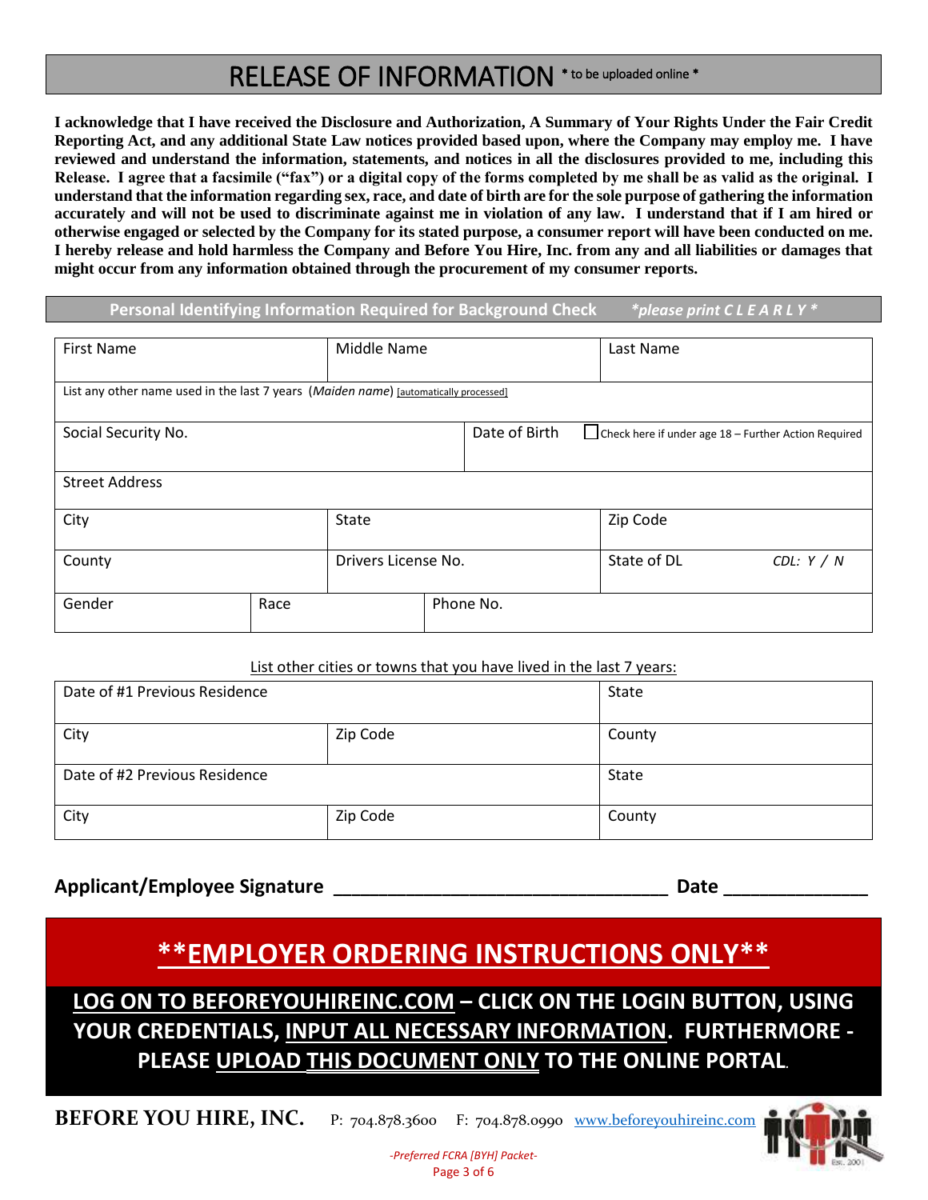# RELEASE OF INFORMATION * to be uploaded online *

**I acknowledge that I have received the Disclosure and Authorization, A Summary of Your Rights Under the Fair Credit Reporting Act, and any additional State Law notices provided based upon, where the Company may employ me. I have reviewed and understand the information, statements, and notices in all the disclosures provided to me, including this Release. I agree that a facsimile ("fax") or a digital copy of the forms completed by me shall be as valid as the original. I understand that the information regarding sex, race, and date of birth are for the sole purpose of gathering the information accurately and will not be used to discriminate against me in violation of any law. I understand that if I am hired or otherwise engaged or selected by the Company for its stated purpose, a consumer report will have been conducted on me. I hereby release and hold harmless the Company and Before You Hire, Inc. from any and all liabilities or damages that might occur from any information obtained through the procurement of my consumer reports.**

## Personal Identifying Information Required for Background Check *\*please print C L E A R L Y \**

| First Name | | Middle Name | | Last Name |
|---|---|---|---|---|
| List any other name used in the last 7 years (*Maiden name*) [automatically processed] | | | | |
| Social Security No. | | | Date of Birth | ☐ Check here if under age 18 – Further Action Required |
| Street Address | | | | |
| City | | State | | Zip Code |
| County | | Drivers License No. | | State of DL *CDL: Y / N* |
| Gender | Race | Phone No. | | |

List other cities or towns that you have lived in the last 7 years:

| Date of #1 Previous Residence | | State |
|---|---|---|
| City | Zip Code | County |
| Date of #2 Previous Residence | | State |
| City | Zip Code | County |

**Applicant/Employee Signature \_\_\_\_\_\_\_\_\_\_\_\_\_\_\_\_\_\_\_\_\_\_\_\_\_\_\_\_\_\_\_\_ Date \_\_\_\_\_\_\_\_\_\_\_\_\_\_**

## \*\*EMPLOYER ORDERING INSTRUCTIONS ONLY\*\*

**LOG ON TO BEFOREYOUHIREINC.COM – CLICK ON THE LOGIN BUTTON, USING YOUR CREDENTIALS, INPUT ALL NECESSARY INFORMATION. FURTHERMORE - PLEASE UPLOAD THIS DOCUMENT ONLY TO THE ONLINE PORTAL.**

**BEFORE YOU HIRE, INC.** P: 704.878.3600 F: 704.878.0990 www.beforeyouhireinc.com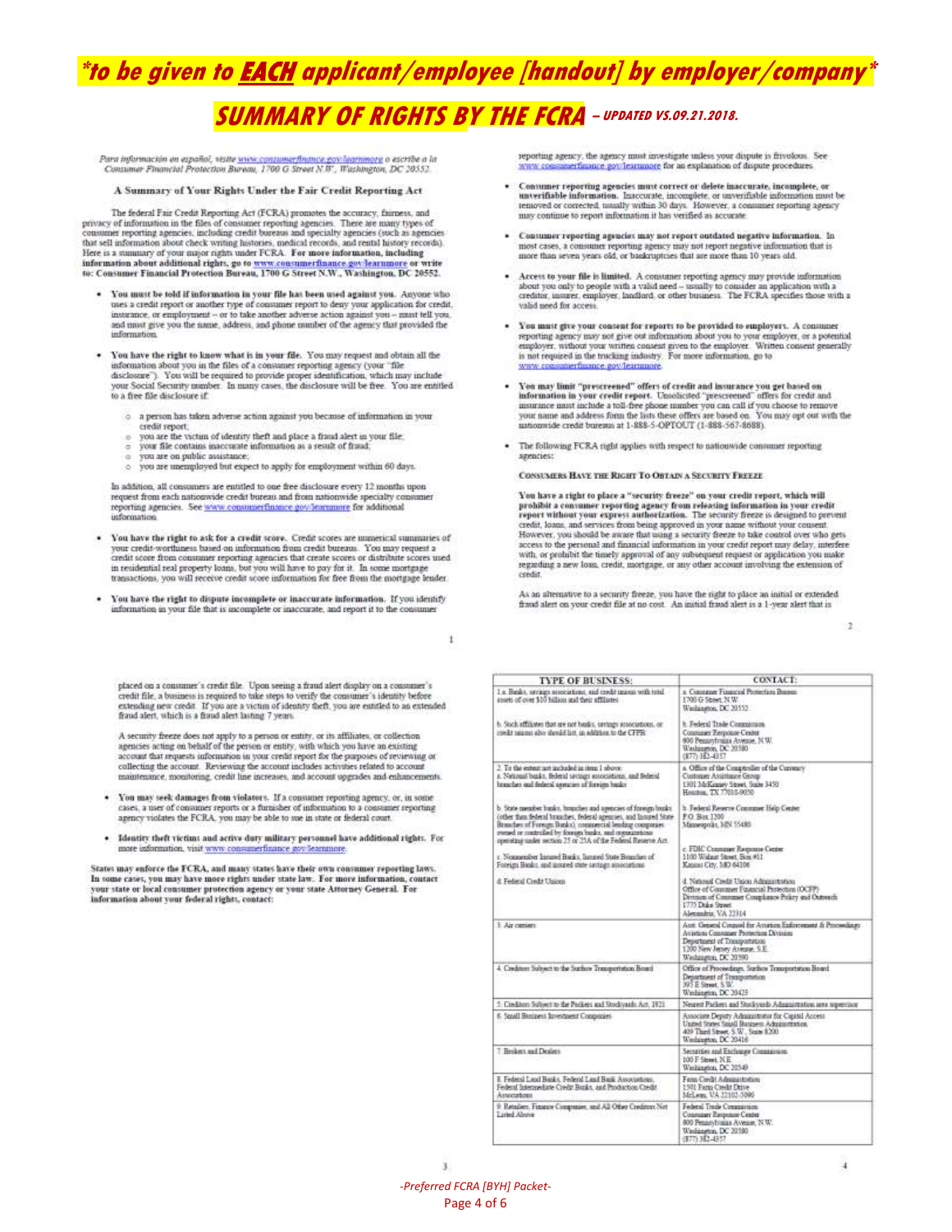# *\*to be given to **EACH** applicant/employee [handout] by employer/company\**

## *SUMMARY OF RIGHTS BY THE FCRA* – *UPDATED VS.09.21.2018.*

*Para información en español, visite www.consumerfinance.gov/learnmore o escribe a la Consumer Financial Protection Bureau, 1700 G Street N.W., Washington, DC 20552.*

### A Summary of Your Rights Under the Fair Credit Reporting Act

The federal Fair Credit Reporting Act (FCRA) promotes the accuracy, fairness, and privacy of information in the files of consumer reporting agencies. There are many types of consumer reporting agencies, including credit bureaus and specialty agencies (such as agencies that sell information about check writing histories, medical records, and rental history records). Here is a summary of your major rights under FCRA. **For more information, including information about additional rights, go to www.consumerfinance.gov/learnmore or write to: Consumer Financial Protection Bureau, 1700 G Street N.W., Washington, DC 20552.**

- **You must be told if information in your file has been used against you.** Anyone who uses a credit report or another type of consumer report to deny your application for credit, insurance, or employment – or to take another adverse action against you – must tell you, and must give you the name, address, and phone number of the agency that provided the information.
- **You have the right to know what is in your file.** You may request and obtain all the information about you in the files of a consumer reporting agency (your "file disclosure"). You will be required to provide proper identification, which may include your Social Security number. In many cases, the disclosure will be free. You are entitled to a free file disclosure if:
  - a person has taken adverse action against you because of information in your credit report;
  - you are the victim of identity theft and place a fraud alert in your file;
  - your file contains inaccurate information as a result of fraud;
  - you are on public assistance;
  - you are unemployed but expect to apply for employment within 60 days.

  In addition, all consumers are entitled to one free disclosure every 12 months upon request from each nationwide credit bureau and from nationwide specialty consumer reporting agencies. See www.consumerfinance.gov/learnmore for additional information.
- **You have the right to ask for a credit score.** Credit scores are numerical summaries of your credit-worthiness based on information from credit bureaus. You may request a credit score from consumer reporting agencies that create scores or distribute scores used in residential real property loans, but you will have to pay for it. In some mortgage transactions, you will receive credit score information for free from the mortgage lender.
- **You have the right to dispute incomplete or inaccurate information.** If you identify information in your file that is incomplete or inaccurate, and report it to the consumer reporting agency, the agency must investigate unless your dispute is frivolous. See www.consumerfinance.gov/learnmore for an explanation of dispute procedures.
- **Consumer reporting agencies must correct or delete inaccurate, incomplete, or unverifiable information.** Inaccurate, incomplete, or unverifiable information must be removed or corrected, usually within 30 days. However, a consumer reporting agency may continue to report information it has verified as accurate.
- **Consumer reporting agencies may not report outdated negative information.** In most cases, a consumer reporting agency may not report negative information that is more than seven years old, or bankruptcies that are more than 10 years old.
- **Access to your file is limited.** A consumer reporting agency may provide information about you only to people with a valid need – usually to consider an application with a creditor, insurer, employer, landlord, or other business. The FCRA specifies those with a valid need for access.
- **You must give your consent for reports to be provided to employers.** A consumer reporting agency may not give out information about you to your employer, or a potential employer, without your written consent given to the employer. Written consent generally is not required in the trucking industry. For more information, go to www.consumerfinance.gov/learnmore.
- **You may limit "prescreened" offers of credit and insurance you get based on information in your credit report.** Unsolicited "prescreened" offers for credit and insurance must include a toll-free phone number you can call if you choose to remove your name and address form the lists these offers are based on. You may opt out with the nationwide credit bureaus at 1-888-5-OPTOUT (1-888-567-8688).
- The following FCRA right applies with respect to nationwide consumer reporting agencies:

**CONSUMERS HAVE THE RIGHT TO OBTAIN A SECURITY FREEZE**

**You have a right to place a "security freeze" on your credit report, which will prohibit a consumer reporting agency from releasing information in your credit report without your express authorization.** The security freeze is designed to prevent credit, loans, and services from being approved in your name without your consent. However, you should be aware that using a security freeze to take control over who gets access to the personal and financial information in your credit report may delay, interfere with, or prohibit the timely approval of any subsequent request or application you make regarding a new loan, credit, mortgage, or any other account involving the extension of credit.

As an alternative to a security freeze, you have the right to place an initial or extended fraud alert on your credit file at no cost. An initial fraud alert is a 1-year alert that is placed on a consumer's credit file. Upon seeing a fraud alert display on a consumer's credit file, a business is required to take steps to verify the consumer's identity before extending new credit. If you are a victim of identity theft, you are entitled to an extended fraud alert, which is a fraud alert lasting 7 years.

A security freeze does not apply to a person or entity, or its affiliates, or collection agencies acting on behalf of the person or entity, with which you have an existing account that requests information in your credit report for the purposes of reviewing or collecting the account. Reviewing the account includes activities related to account maintenance, monitoring, credit line increases, and account upgrades and enhancements.

- **You may seek damages from violators.** If a consumer reporting agency, or, in some cases, a user of consumer reports or a furnisher of information to a consumer reporting agency violates the FCRA, you may be able to sue in state or federal court.
- **Identity theft victims and active duty military personnel have additional rights.** For more information, visit www.consumerfinance.gov/learnmore.

**States may enforce the FCRA, and many states have their own consumer reporting laws. In some cases, you may have more rights under state law. For more information, contact your state or local consumer protection agency or your state Attorney General. For information about your federal rights, contact:**

| TYPE OF BUSINESS: | CONTACT: |
|---|---|
| 1.a. Banks, savings associations, and credit unions with total assets of over $10 billion and their affiliates | a. Consumer Financial Protection Bureau<br>1700 G Street, N.W.<br>Washington, DC 20552 |
| b. Such affiliates that are not banks, savings associations, or credit unions also should list, in addition to the CFPB: | b. Federal Trade Commission<br>Consumer Response Center<br>600 Pennsylvania Avenue, N.W.<br>Washington, DC 20580<br>(877) 382-4357 |
| 2. To the extent not included in item 1 above:<br>a. National banks, federal savings associations, and federal branches and federal agencies of foreign banks | a. Office of the Comptroller of the Currency<br>Customer Assistance Group<br>1301 McKinney Street, Suite 3450<br>Houston, TX 77010-9050 |
| b. State member banks, branches and agencies of foreign banks (other than federal branches, federal agencies, and Insured State Branches of Foreign Banks), commercial lending companies owned or controlled by foreign banks, and organizations operating under section 25 or 25A of the Federal Reserve Act. | b. Federal Reserve Consumer Help Center<br>P.O. Box 1200<br>Minneapolis, MN 55480 |
| c. Nonmember Insured Banks, Insured State Branches of Foreign Banks, and insured state savings associations | c. FDIC Consumer Response Center<br>1100 Walnut Street, Box #11<br>Kansas City, MO 64106 |
| d. Federal Credit Unions | d. National Credit Union Administration<br>Office of Consumer Financial Protection (OCFP)<br>Division of Consumer Compliance Policy and Outreach<br>1775 Duke Street<br>Alexandria, VA 22314 |
| 3. Air carriers | Asst. General Counsel for Aviation Enforcement & Proceedings<br>Aviation Consumer Protection Division<br>Department of Transportation<br>1200 New Jersey Avenue, S.E.<br>Washington, DC 20590 |
| 4. Creditors Subject to the Surface Transportation Board | Office of Proceedings, Surface Transportation Board<br>Department of Transportation<br>395 E Street, S.W.<br>Washington, DC 20423 |
| 5. Creditors Subject to the Packers and Stockyards Act, 1921 | Nearest Packers and Stockyards Administration area supervisor |
| 6. Small Business Investment Companies | Associate Deputy Administrator for Capital Access<br>United States Small Business Administration<br>409 Third Street, S.W., Suite 8200<br>Washington, DC 20416 |
| 7. Brokers and Dealers | Securities and Exchange Commission<br>100 F Street, N.E.<br>Washington, DC 20549 |
| 8. Federal Land Banks, Federal Land Bank Associations, Federal Intermediate Credit Banks, and Production Credit Associations | Farm Credit Administration<br>1501 Farm Credit Drive<br>McLean, VA 22102-5090 |
| 9. Retailers, Finance Companies, and All Other Creditors Not Listed Above | Federal Trade Commission<br>Consumer Response Center<br>600 Pennsylvania Avenue, N.W.<br>Washington, DC 20580<br>(877) 382-4357 |

*-Preferred FCRA [BYH] Packet-*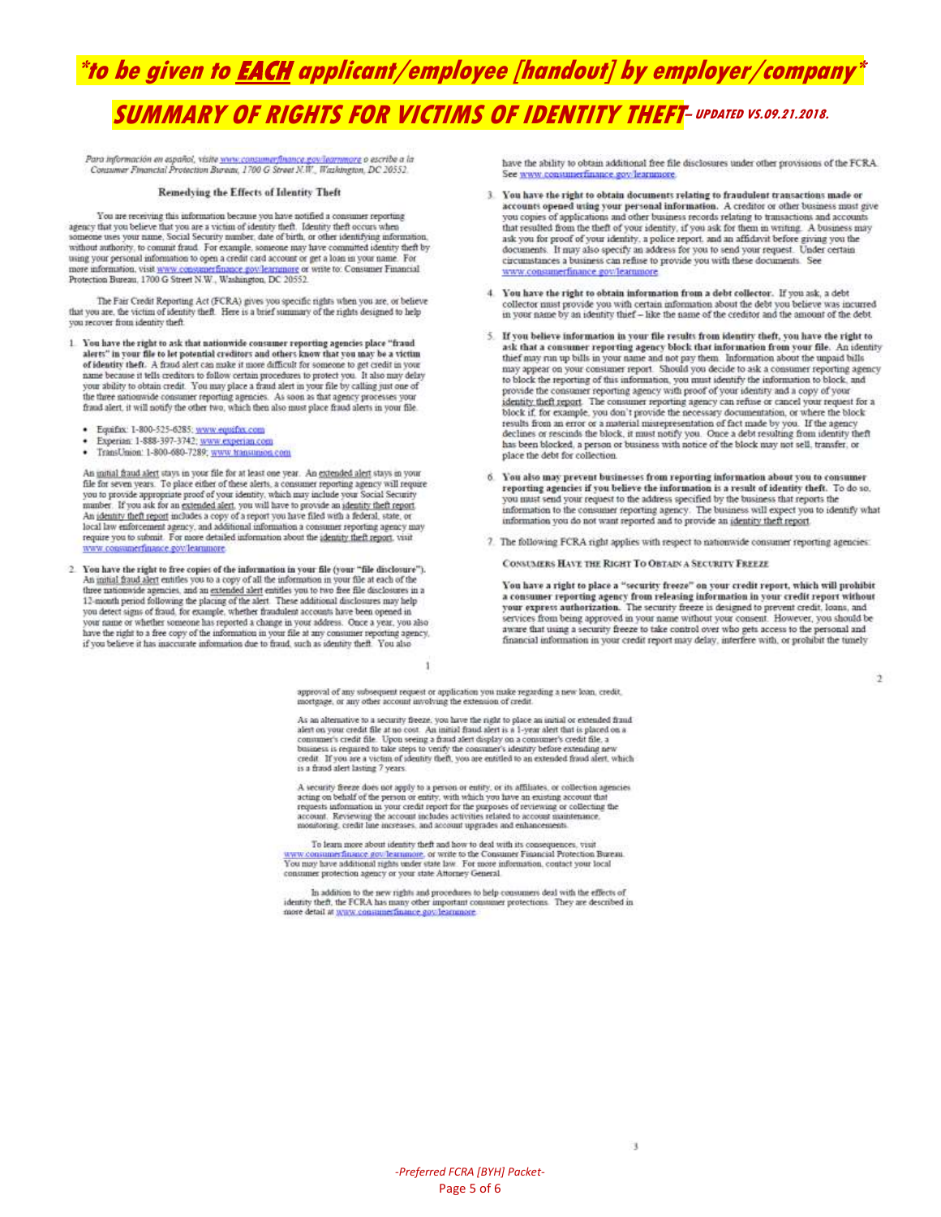# *to be given to EACH applicant/employee [handout] by employer/company*

# SUMMARY OF RIGHTS FOR VICTIMS OF IDENTITY THEFT – UPDATED VS.09.21.2018.

*Para información en español, visite www.consumerfinance.gov/learnmore o escribe a la Consumer Financial Protection Bureau, 1700 G Street N.W., Washington, DC 20552.*

### Remedying the Effects of Identity Theft

You are receiving this information because you have notified a consumer reporting agency that you believe that you are a victim of identity theft. Identity theft occurs when someone uses your name, Social Security number, date of birth, or other identifying information, without authority, to commit fraud. For example, someone may have committed identity theft by using your personal information to open a credit card account or get a loan in your name. For more information, visit www.consumerfinance.gov/learnmore or write to: Consumer Financial Protection Bureau, 1700 G Street N.W., Washington, DC 20552.

The Fair Credit Reporting Act (FCRA) gives you specific rights when you are, or believe that you are, the victim of identity theft. Here is a brief summary of the rights designed to help you recover from identity theft.

1. **You have the right to ask that nationwide consumer reporting agencies place "fraud alerts" in your file to let potential creditors and others know that you may be a victim of identity theft.** A fraud alert can make it more difficult for someone to get credit in your name because it tells creditors to follow certain procedures to protect you. It also may delay your ability to obtain credit. You may place a fraud alert in your file by calling just one of the three nationwide consumer reporting agencies. As soon as that agency processes your fraud alert, it will notify the other two, which then also must place fraud alerts in your file.

   - Equifax: 1-800-525-6285; www.equifax.com
   - Experian: 1-888-397-3742; www.experian.com
   - TransUnion: 1-800-680-7289; www.transunion.com

   An initial fraud alert stays in your file for at least one year. An extended alert stays in your file for seven years. To place either of these alerts, a consumer reporting agency will require you to provide appropriate proof of your identity, which may include your Social Security number. If you ask for an extended alert, you will have to provide an identity theft report. An identity theft report includes a copy of a report you have filed with a federal, state, or local law enforcement agency, and additional information a consumer reporting agency may require you to submit. For more detailed information about the identity theft report, visit www.consumerfinance.gov/learnmore.

2. **You have the right to free copies of the information in your file (your "file disclosure").** An initial fraud alert entitles you to a copy of all the information in your file at each of the three nationwide agencies, and an extended alert entitles you to two free file disclosures in a 12-month period following the placing of the alert. These additional disclosures may help you detect signs of fraud, for example, whether fraudulent accounts have been opened in your name or whether someone has reported a change in your address. Once a year, you also have the right to a free copy of the information in your file at any consumer reporting agency, if you believe it has inaccurate information due to fraud, such as identity theft. You also have the ability to obtain additional free file disclosures under other provisions of the FCRA. See www.consumerfinance.gov/learnmore.

3. **You have the right to obtain documents relating to fraudulent transactions made or accounts opened using your personal information.** A creditor or other business must give you copies of applications and other business records relating to transactions and accounts that resulted from the theft of your identity, if you ask for them in writing. A business may ask you for proof of your identity, a police report, and an affidavit before giving you the documents. It may also specify an address for you to send your request. Under certain circumstances a business can refuse to provide you with these documents. See www.consumerfinance.gov/learnmore.

4. **You have the right to obtain information from a debt collector.** If you ask, a debt collector must provide you with certain information about the debt you believe was incurred in your name by an identity thief – like the name of the creditor and the amount of the debt.

5. **If you believe information in your file results from identity theft, you have the right to ask that a consumer reporting agency block that information from your file.** An identity thief may run up bills in your name and not pay them. Information about the unpaid bills may appear on your consumer report. Should you decide to ask a consumer reporting agency to block the reporting of this information, you must identify the information to block, and provide the consumer reporting agency with proof of your identity and a copy of your identity theft report. The consumer reporting agency can refuse or cancel your request for a block if, for example, you don't provide the necessary documentation, or where the block results from an error or a material misrepresentation of fact made by you. If the agency declines or rescinds the block, it must notify you. Once a debt resulting from identity theft has been blocked, a person or business with notice of the block may not sell, transfer, or place the debt for collection.

6. **You also may prevent businesses from reporting information about you to consumer reporting agencies if you believe the information is a result of identity theft.** To do so, you must send your request to the address specified by the business that reports the information to the consumer reporting agency. The business will expect you to identify what information you do not want reported and to provide an identity theft report.

7. The following FCRA right applies with respect to nationwide consumer reporting agencies:

   CONSUMERS HAVE THE RIGHT TO OBTAIN A SECURITY FREEZE

   **You have a right to place a "security freeze" on your credit report, which will prohibit a consumer reporting agency from releasing information in your credit report without your express authorization.** The security freeze is designed to prevent credit, loans, and services from being approved in your name without your consent. However, you should be aware that using a security freeze to take control over who gets access to the personal and financial information in your credit report may delay, interfere with, or prohibit the timely approval of any subsequent request or application you make regarding a new loan, credit, mortgage, or any other account involving the extension of credit.

   As an alternative to a security freeze, you have the right to place an initial or extended fraud alert on your credit file at no cost. An initial fraud alert is a 1-year alert that is placed on a consumer's credit file. Upon seeing a fraud alert display on a consumer's credit file, a business is required to take steps to verify the consumer's identity before extending new credit. If you are a victim of identity theft, you are entitled to an extended fraud alert, which is a fraud alert lasting 7 years.

   A security freeze does not apply to a person or entity, or its affiliates, or collection agencies acting on behalf of the person or entity, with which you have an existing account that requests information in your credit report for the purposes of reviewing or collecting the account. Reviewing the account includes activities related to account maintenance, monitoring, credit line increases, and account upgrades and enhancements.

To learn more about identity theft and how to deal with its consequences, visit www.consumerfinance.gov/learnmore, or write to the Consumer Financial Protection Bureau. You may have additional rights under state law. For more information, contact your local consumer protection agency or your state Attorney General.

In addition to the new rights and procedures to help consumers deal with the effects of identity theft, the FCRA has many other important consumer protections. They are described in more detail at www.consumerfinance.gov/learnmore.

*-Preferred FCRA [BYH] Packet-*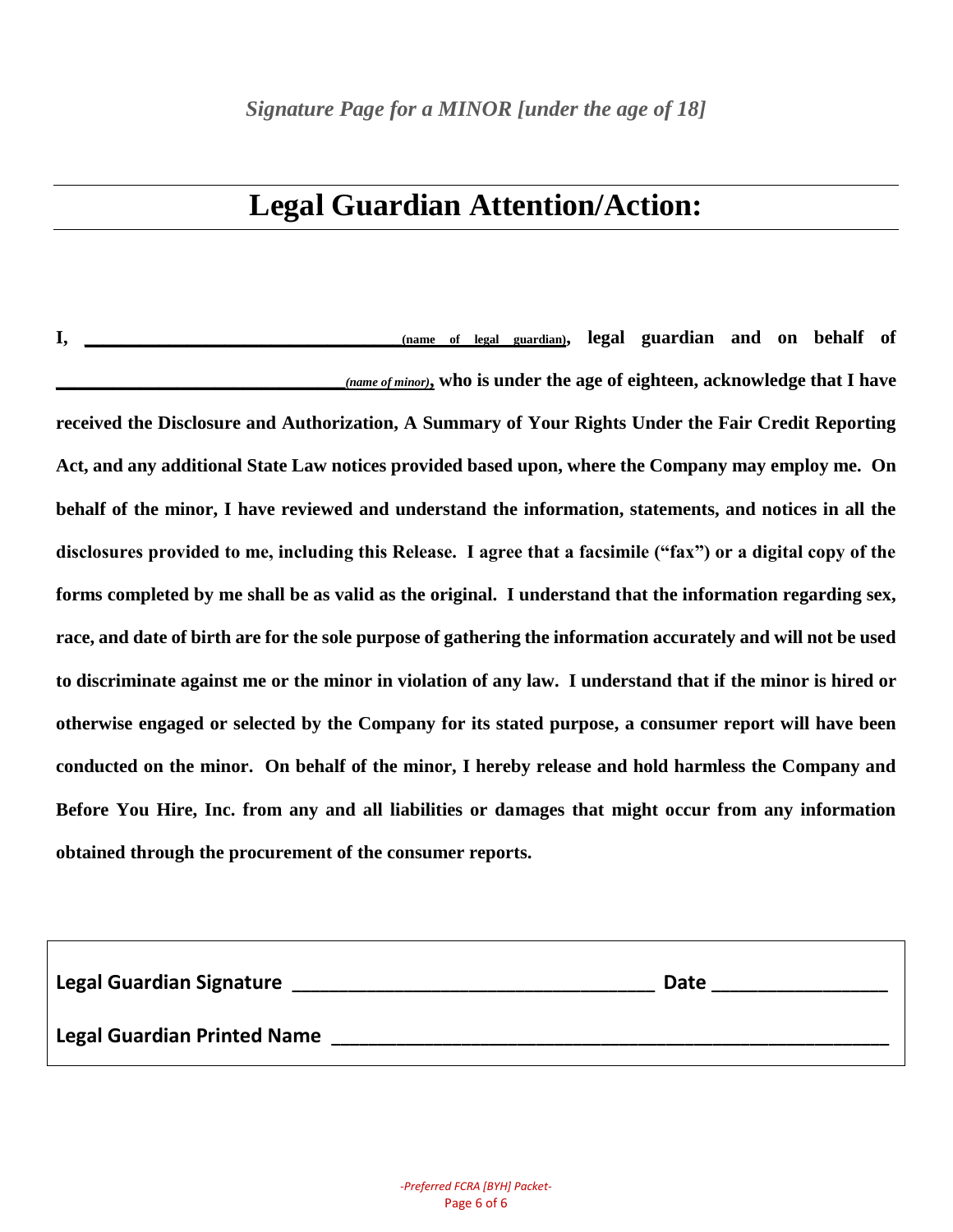*Signature Page for a MINOR [under the age of 18]*

# Legal Guardian Attention/Action:

**I, ________________________________ (name of legal guardian), legal guardian and on behalf of ______________________________ *(name of minor)*, who is under the age of eighteen, acknowledge that I have received the Disclosure and Authorization, A Summary of Your Rights Under the Fair Credit Reporting Act, and any additional State Law notices provided based upon, where the Company may employ me. On behalf of the minor, I have reviewed and understand the information, statements, and notices in all the disclosures provided to me, including this Release. I agree that a facsimile ("fax") or a digital copy of the forms completed by me shall be as valid as the original. I understand that the information regarding sex, race, and date of birth are for the sole purpose of gathering the information accurately and will not be used to discriminate against me or the minor in violation of any law. I understand that if the minor is hired or otherwise engaged or selected by the Company for its stated purpose, a consumer report will have been conducted on the minor. On behalf of the minor, I hereby release and hold harmless the Company and Before You Hire, Inc. from any and all liabilities or damages that might occur from any information obtained through the procurement of the consumer reports.**

**Legal Guardian Signature** ___________________________________ **Date** _________________

**Legal Guardian Printed Name** _______________________________________________________

*-Preferred FCRA [BYH] Packet-*